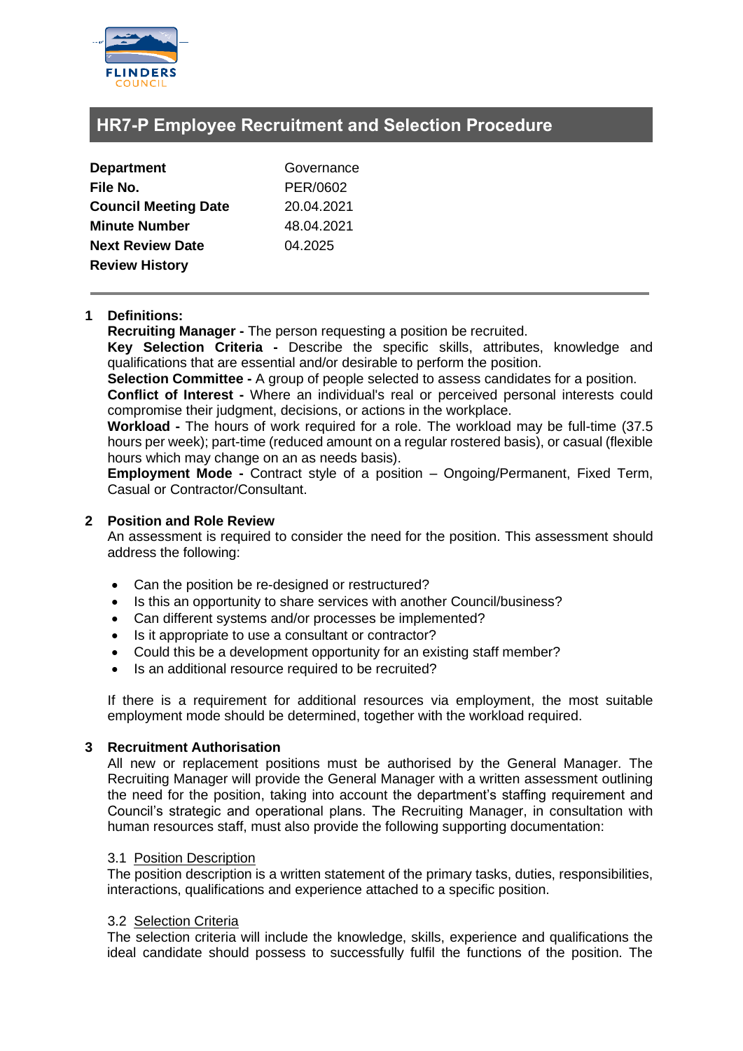# HR7-P Employee Recruitment and Selection Procedure

| | |
|---|---|
| **Department** | Governance |
| **File No.** | PER/0602 |
| **Council Meeting Date** | 20.04.2021 |
| **Minute Number** | 48.04.2021 |
| **Next Review Date** | 04.2025 |
| **Review History** | |

## 1 Definitions:

**Recruiting Manager -** The person requesting a position be recruited.

**Key Selection Criteria -** Describe the specific skills, attributes, knowledge and qualifications that are essential and/or desirable to perform the position.

**Selection Committee -** A group of people selected to assess candidates for a position.

**Conflict of Interest -** Where an individual's real or perceived personal interests could compromise their judgment, decisions, or actions in the workplace.

**Workload -** The hours of work required for a role. The workload may be full-time (37.5 hours per week); part-time (reduced amount on a regular rostered basis), or casual (flexible hours which may change on an as needs basis).

**Employment Mode -** Contract style of a position – Ongoing/Permanent, Fixed Term, Casual or Contractor/Consultant.

## 2 Position and Role Review

An assessment is required to consider the need for the position. This assessment should address the following:

- Can the position be re-designed or restructured?
- Is this an opportunity to share services with another Council/business?
- Can different systems and/or processes be implemented?
- Is it appropriate to use a consultant or contractor?
- Could this be a development opportunity for an existing staff member?
- Is an additional resource required to be recruited?

If there is a requirement for additional resources via employment, the most suitable employment mode should be determined, together with the workload required.

## 3 Recruitment Authorisation

All new or replacement positions must be authorised by the General Manager. The Recruiting Manager will provide the General Manager with a written assessment outlining the need for the position, taking into account the department's staffing requirement and Council's strategic and operational plans. The Recruiting Manager, in consultation with human resources staff, must also provide the following supporting documentation:

### 3.1 Position Description

The position description is a written statement of the primary tasks, duties, responsibilities, interactions, qualifications and experience attached to a specific position.

### 3.2 Selection Criteria

The selection criteria will include the knowledge, skills, experience and qualifications the ideal candidate should possess to successfully fulfil the functions of the position. The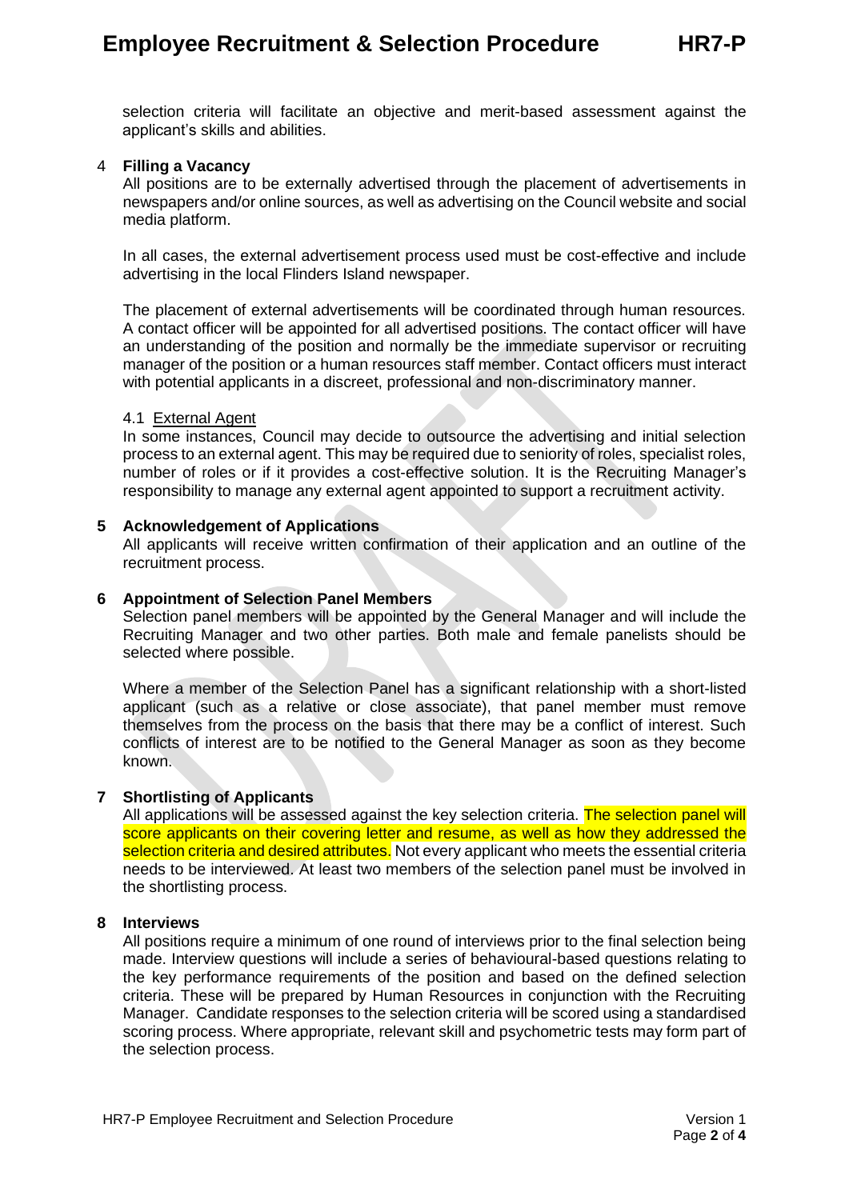selection criteria will facilitate an objective and merit-based assessment against the applicant's skills and abilities.

## 4 Filling a Vacancy

All positions are to be externally advertised through the placement of advertisements in newspapers and/or online sources, as well as advertising on the Council website and social media platform.

In all cases, the external advertisement process used must be cost-effective and include advertising in the local Flinders Island newspaper.

The placement of external advertisements will be coordinated through human resources. A contact officer will be appointed for all advertised positions. The contact officer will have an understanding of the position and normally be the immediate supervisor or recruiting manager of the position or a human resources staff member. Contact officers must interact with potential applicants in a discreet, professional and non-discriminatory manner.

### 4.1 External Agent

In some instances, Council may decide to outsource the advertising and initial selection process to an external agent. This may be required due to seniority of roles, specialist roles, number of roles or if it provides a cost-effective solution. It is the Recruiting Manager's responsibility to manage any external agent appointed to support a recruitment activity.

## 5 Acknowledgement of Applications

All applicants will receive written confirmation of their application and an outline of the recruitment process.

## 6 Appointment of Selection Panel Members

Selection panel members will be appointed by the General Manager and will include the Recruiting Manager and two other parties. Both male and female panelists should be selected where possible.

Where a member of the Selection Panel has a significant relationship with a short-listed applicant (such as a relative or close associate), that panel member must remove themselves from the process on the basis that there may be a conflict of interest. Such conflicts of interest are to be notified to the General Manager as soon as they become known.

## 7 Shortlisting of Applicants

All applications will be assessed against the key selection criteria. The selection panel will score applicants on their covering letter and resume, as well as how they addressed the selection criteria and desired attributes. Not every applicant who meets the essential criteria needs to be interviewed. At least two members of the selection panel must be involved in the shortlisting process.

## 8 Interviews

All positions require a minimum of one round of interviews prior to the final selection being made. Interview questions will include a series of behavioural-based questions relating to the key performance requirements of the position and based on the defined selection criteria. These will be prepared by Human Resources in conjunction with the Recruiting Manager. Candidate responses to the selection criteria will be scored using a standardised scoring process. Where appropriate, relevant skill and psychometric tests may form part of the selection process.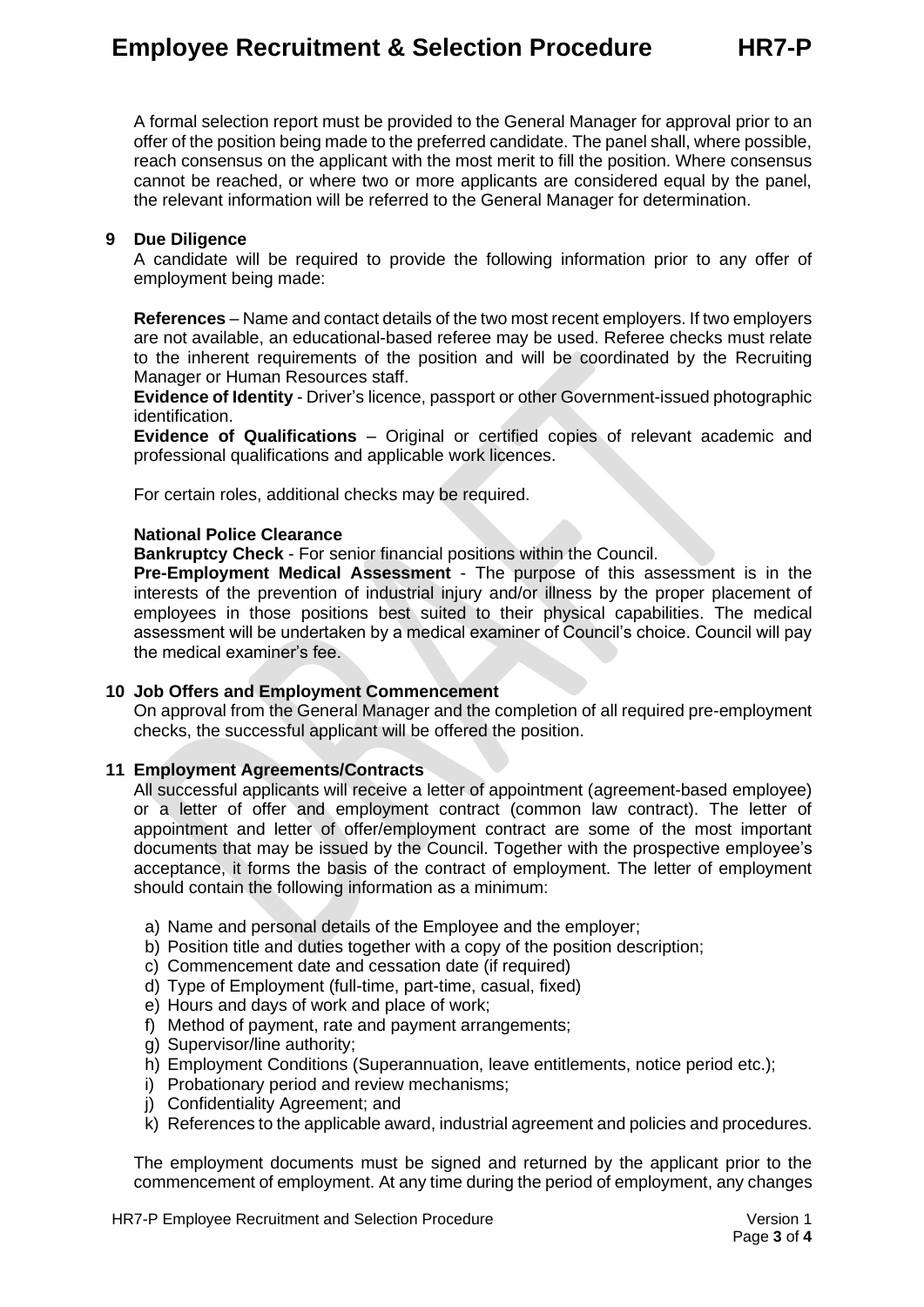A formal selection report must be provided to the General Manager for approval prior to an offer of the position being made to the preferred candidate. The panel shall, where possible, reach consensus on the applicant with the most merit to fill the position. Where consensus cannot be reached, or where two or more applicants are considered equal by the panel, the relevant information will be referred to the General Manager for determination.

## 9 Due Diligence

A candidate will be required to provide the following information prior to any offer of employment being made:

**References** – Name and contact details of the two most recent employers. If two employers are not available, an educational-based referee may be used. Referee checks must relate to the inherent requirements of the position and will be coordinated by the Recruiting Manager or Human Resources staff.
**Evidence of Identity** - Driver's licence, passport or other Government-issued photographic identification.
**Evidence of Qualifications** – Original or certified copies of relevant academic and professional qualifications and applicable work licences.

For certain roles, additional checks may be required.

**National Police Clearance**
**Bankruptcy Check** - For senior financial positions within the Council.
**Pre-Employment Medical Assessment** - The purpose of this assessment is in the interests of the prevention of industrial injury and/or illness by the proper placement of employees in those positions best suited to their physical capabilities. The medical assessment will be undertaken by a medical examiner of Council's choice. Council will pay the medical examiner's fee.

## 10 Job Offers and Employment Commencement

On approval from the General Manager and the completion of all required pre-employment checks, the successful applicant will be offered the position.

## 11 Employment Agreements/Contracts

All successful applicants will receive a letter of appointment (agreement-based employee) or a letter of offer and employment contract (common law contract). The letter of appointment and letter of offer/employment contract are some of the most important documents that may be issued by the Council. Together with the prospective employee's acceptance, it forms the basis of the contract of employment. The letter of employment should contain the following information as a minimum:

a) Name and personal details of the Employee and the employer;
b) Position title and duties together with a copy of the position description;
c) Commencement date and cessation date (if required)
d) Type of Employment (full-time, part-time, casual, fixed)
e) Hours and days of work and place of work;
f) Method of payment, rate and payment arrangements;
g) Supervisor/line authority;
h) Employment Conditions (Superannuation, leave entitlements, notice period etc.);
i) Probationary period and review mechanisms;
j) Confidentiality Agreement; and
k) References to the applicable award, industrial agreement and policies and procedures.

The employment documents must be signed and returned by the applicant prior to the commencement of employment. At any time during the period of employment, any changes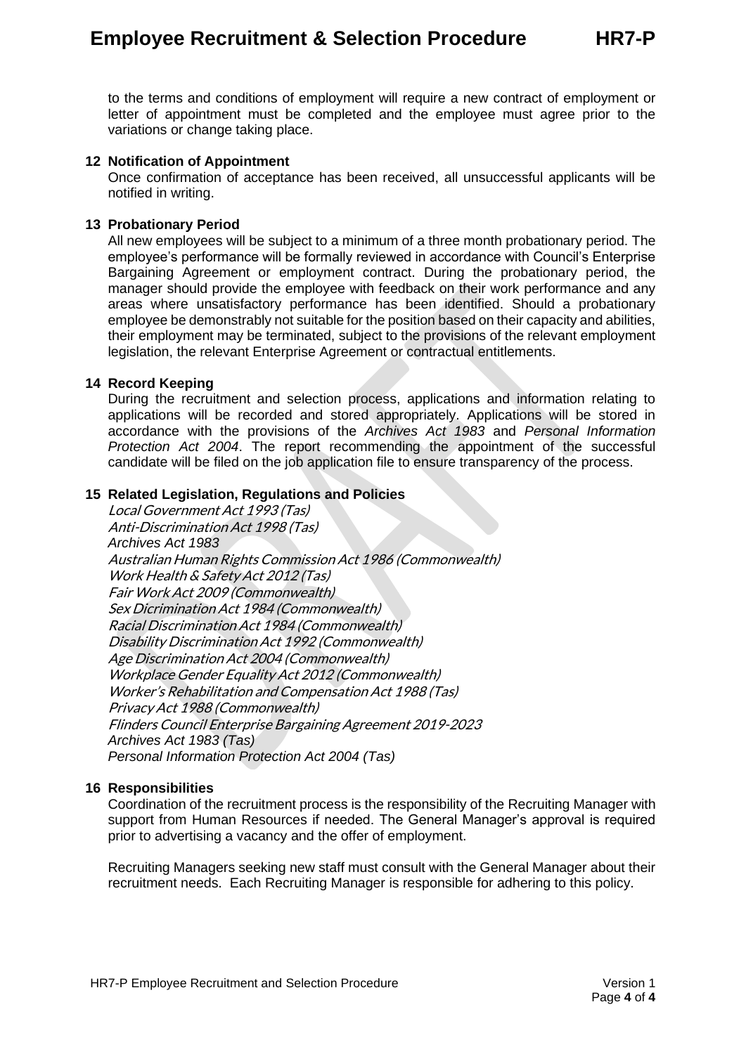to the terms and conditions of employment will require a new contract of employment or letter of appointment must be completed and the employee must agree prior to the variations or change taking place.

## 12 Notification of Appointment

Once confirmation of acceptance has been received, all unsuccessful applicants will be notified in writing.

## 13 Probationary Period

All new employees will be subject to a minimum of a three month probationary period. The employee's performance will be formally reviewed in accordance with Council's Enterprise Bargaining Agreement or employment contract. During the probationary period, the manager should provide the employee with feedback on their work performance and any areas where unsatisfactory performance has been identified. Should a probationary employee be demonstrably not suitable for the position based on their capacity and abilities, their employment may be terminated, subject to the provisions of the relevant employment legislation, the relevant Enterprise Agreement or contractual entitlements.

## 14 Record Keeping

During the recruitment and selection process, applications and information relating to applications will be recorded and stored appropriately. Applications will be stored in accordance with the provisions of the *Archives Act 1983* and *Personal Information Protection Act 2004*. The report recommending the appointment of the successful candidate will be filed on the job application file to ensure transparency of the process.

## 15 Related Legislation, Regulations and Policies

*Local Government Act 1993 (Tas)*
*Anti-Discrimination Act 1998 (Tas)*
*Archives Act 1983*
*Australian Human Rights Commission Act 1986 (Commonwealth)*
*Work Health & Safety Act 2012 (Tas)*
*Fair Work Act 2009 (Commonwealth)*
*Sex Dicrimination Act 1984 (Commonwealth)*
*Racial Discrimination Act 1984 (Commonwealth)*
*Disability Discrimination Act 1992 (Commonwealth)*
*Age Discrimination Act 2004 (Commonwealth)*
*Workplace Gender Equality Act 2012 (Commonwealth)*
*Worker's Rehabilitation and Compensation Act 1988 (Tas)*
*Privacy Act 1988 (Commonwealth)*
*Flinders Council Enterprise Bargaining Agreement 2019-2023*
*Archives Act 1983 (Tas)*
*Personal Information Protection Act 2004 (Tas)*

## 16 Responsibilities

Coordination of the recruitment process is the responsibility of the Recruiting Manager with support from Human Resources if needed. The General Manager's approval is required prior to advertising a vacancy and the offer of employment.

Recruiting Managers seeking new staff must consult with the General Manager about their recruitment needs. Each Recruiting Manager is responsible for adhering to this policy.